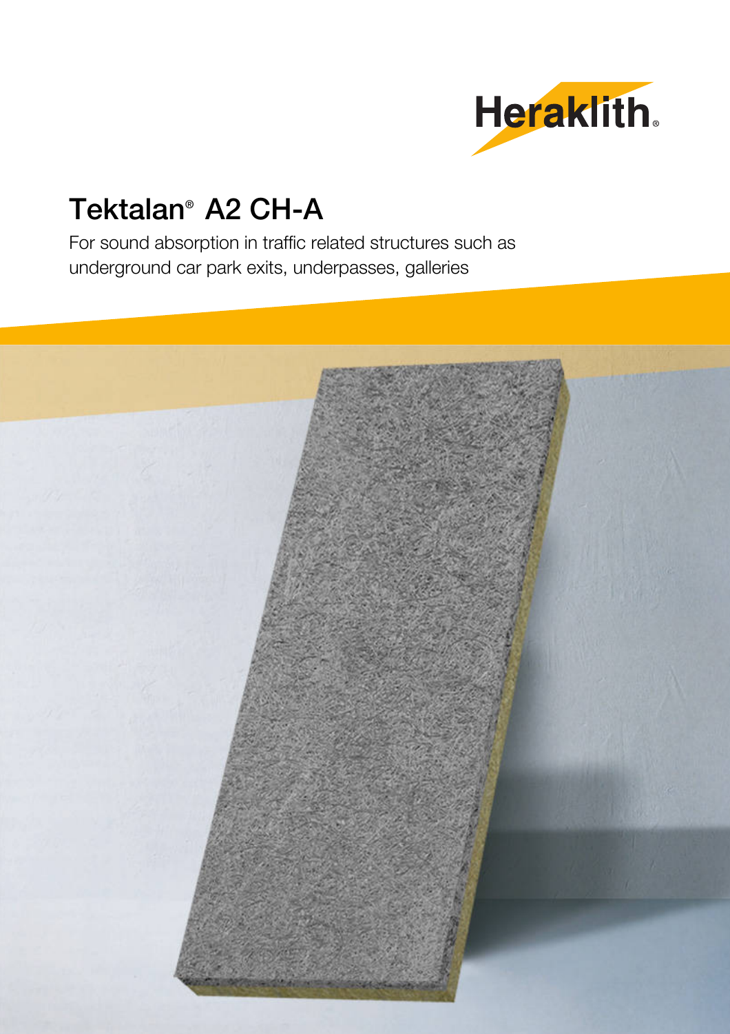Heraklith®

# Tektalan® A2 CH-A

For sound absorption in traffic related structures such as underground car park exits, underpasses, galleries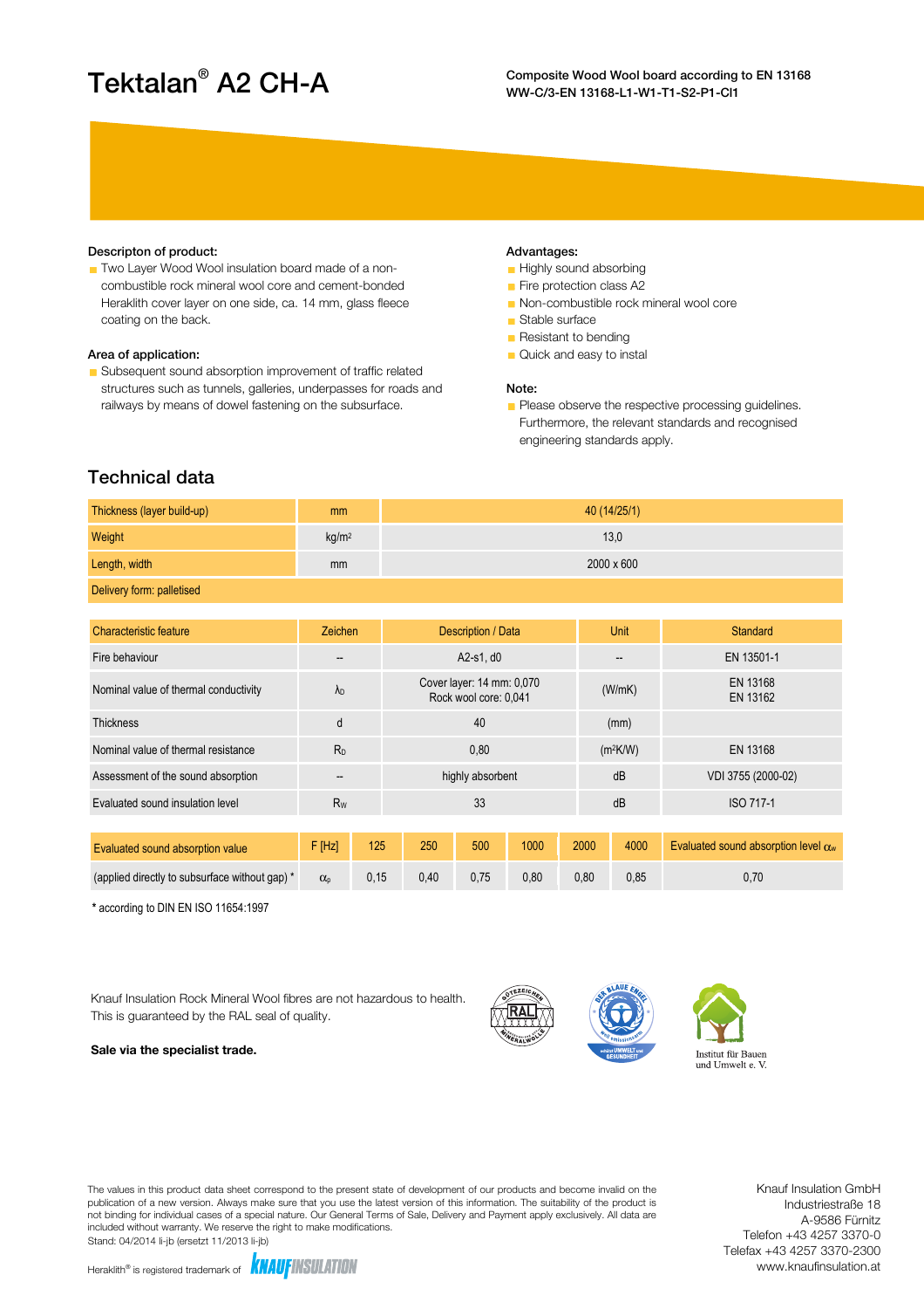# Tektalan® A2 CH-A

**Composite Wood Wool board according to EN 13168**
**WW-C/3-EN 13168-L1-W1-T1-S2-P1-Cl1**

**Descripton of product:**

- Two Layer Wood Wool insulation board made of a non-combustible rock mineral wool core and cement-bonded Heraklith cover layer on one side, ca. 14 mm, glass fleece coating on the back.

**Area of application:**

- Subsequent sound absorption improvement of traffic related structures such as tunnels, galleries, underpasses for roads and railways by means of dowel fastening on the subsurface.

**Advantages:**

- Highly sound absorbing
- Fire protection class A2
- Non-combustible rock mineral wool core
- Stable surface
- Resistant to bending
- Quick and easy to instal

**Note:**

- Please observe the respective processing guidelines. Furthermore, the relevant standards and recognised engineering standards apply.

## Technical data

| | | |
|---|---|---|
| Thickness (layer build-up) | mm | 40 (14/25/1) |
| Weight | kg/m² | 13,0 |
| Length, width | mm | 2000 x 600 |
| Delivery form: palletised | | |

| Characteristic feature | Zeichen | Description / Data | Unit | Standard |
|---|---|---|---|---|
| Fire behaviour | -- | A2-s1, d0 | -- | EN 13501-1 |
| Nominal value of thermal conductivity | $\lambda_D$ | Cover layer: 14 mm: 0,070<br>Rock wool core: 0,041 | (W/mK) | EN 13168<br>EN 13162 |
| Thickness | d | 40 | (mm) | |
| Nominal value of thermal resistance | $R_D$ | 0,80 | (m²K/W) | EN 13168 |
| Assessment of the sound absorption | -- | highly absorbent | dB | VDI 3755 (2000-02) |
| Evaluated sound insulation level | $R_W$ | 33 | dB | ISO 717-1 |

| Evaluated sound absorption value | F [Hz] | 125 | 250 | 500 | 1000 | 2000 | 4000 | Evaluated sound absorption level $\alpha_w$ |
|---|---|---|---|---|---|---|---|---|
| (applied directly to subsurface without gap) * | $\alpha_p$ | 0,15 | 0,40 | 0,75 | 0,80 | 0,80 | 0,85 | 0,70 |

\* according to DIN EN ISO 11654:1997

Knauf Insulation Rock Mineral Wool fibres are not hazardous to health. This is guaranteed by the RAL seal of quality.

**Sale via the specialist trade.**

Institut für Bauen und Umwelt e. V.

The values in this product data sheet correspond to the present state of development of our products and become invalid on the publication of a new version. Always make sure that you use the latest version of this information. The suitability of the product is not binding for individual cases of a special nature. Our General Terms of Sale, Delivery and Payment apply exclusively. All data are included without warranty. We reserve the right to make modifications.
Stand: 04/2014 li-jb (ersetzt 11/2013 li-jb)

Heraklith® is registered trademark of KNAUF INSULATION

Knauf Insulation GmbH
Industriestraße 18
A-9586 Fürnitz
Telefon +43 4257 3370-0
Telefax +43 4257 3370-2300
www.knaufinsulation.at